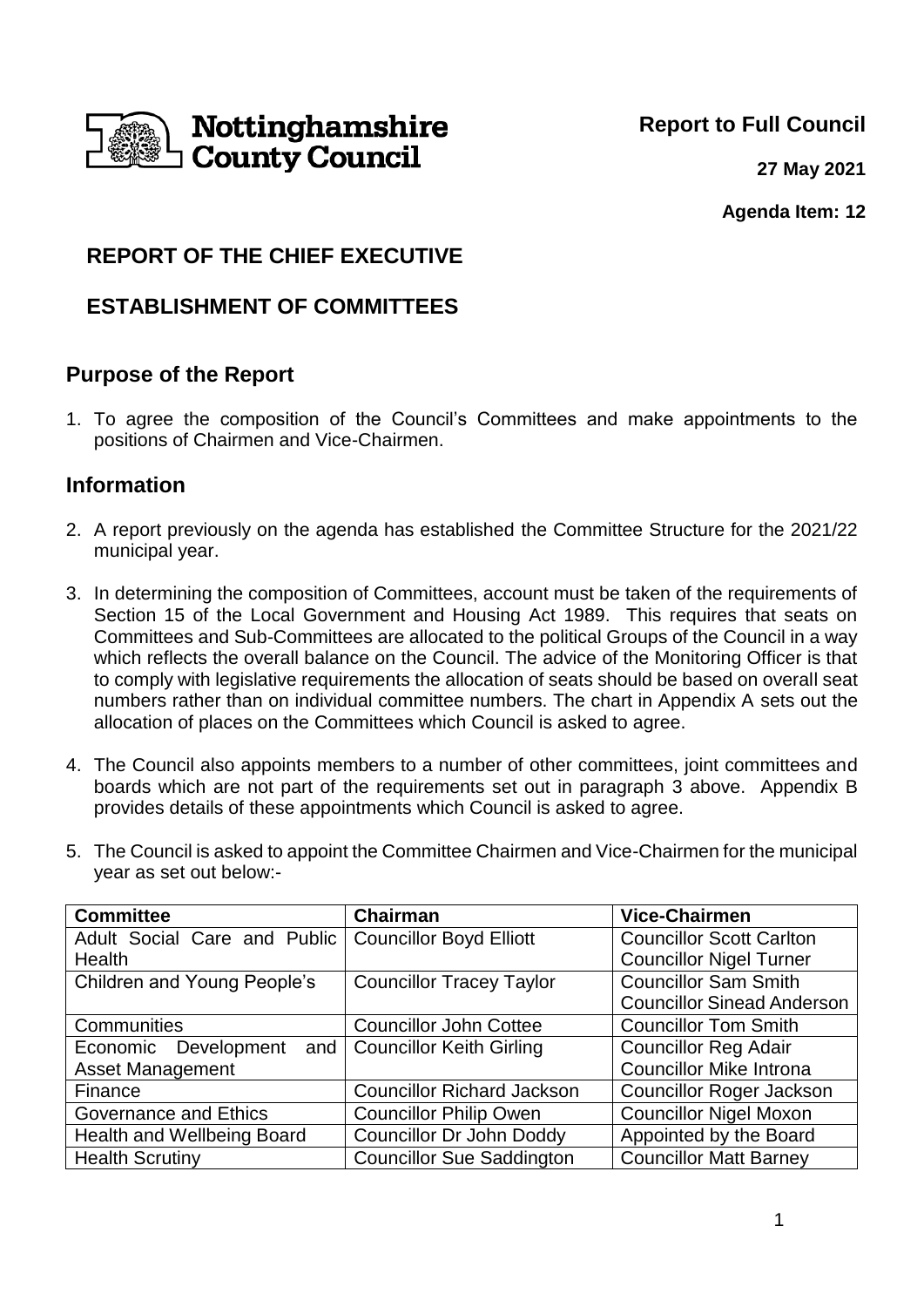Nottinghamshire County Council

**Report to Full Council**

**27 May 2021**

**Agenda Item: 12**

## REPORT OF THE CHIEF EXECUTIVE

## ESTABLISHMENT OF COMMITTEES

### Purpose of the Report

1. To agree the composition of the Council's Committees and make appointments to the positions of Chairmen and Vice-Chairmen.

### Information

2. A report previously on the agenda has established the Committee Structure for the 2021/22 municipal year.

3. In determining the composition of Committees, account must be taken of the requirements of Section 15 of the Local Government and Housing Act 1989. This requires that seats on Committees and Sub-Committees are allocated to the political Groups of the Council in a way which reflects the overall balance on the Council. The advice of the Monitoring Officer is that to comply with legislative requirements the allocation of seats should be based on overall seat numbers rather than on individual committee numbers. The chart in Appendix A sets out the allocation of places on the Committees which Council is asked to agree.

4. The Council also appoints members to a number of other committees, joint committees and boards which are not part of the requirements set out in paragraph 3 above. Appendix B provides details of these appointments which Council is asked to agree.

5. The Council is asked to appoint the Committee Chairmen and Vice-Chairmen for the municipal year as set out below:-

| Committee | Chairman | Vice-Chairmen |
|---|---|---|
| Adult Social Care and Public Health | Councillor Boyd Elliott | Councillor Scott Carlton<br>Councillor Nigel Turner |
| Children and Young People's | Councillor Tracey Taylor | Councillor Sam Smith<br>Councillor Sinead Anderson |
| Communities | Councillor John Cottee | Councillor Tom Smith |
| Economic Development and Asset Management | Councillor Keith Girling | Councillor Reg Adair<br>Councillor Mike Introna |
| Finance | Councillor Richard Jackson | Councillor Roger Jackson |
| Governance and Ethics | Councillor Philip Owen | Councillor Nigel Moxon |
| Health and Wellbeing Board | Councillor Dr John Doddy | Appointed by the Board |
| Health Scrutiny | Councillor Sue Saddington | Councillor Matt Barney |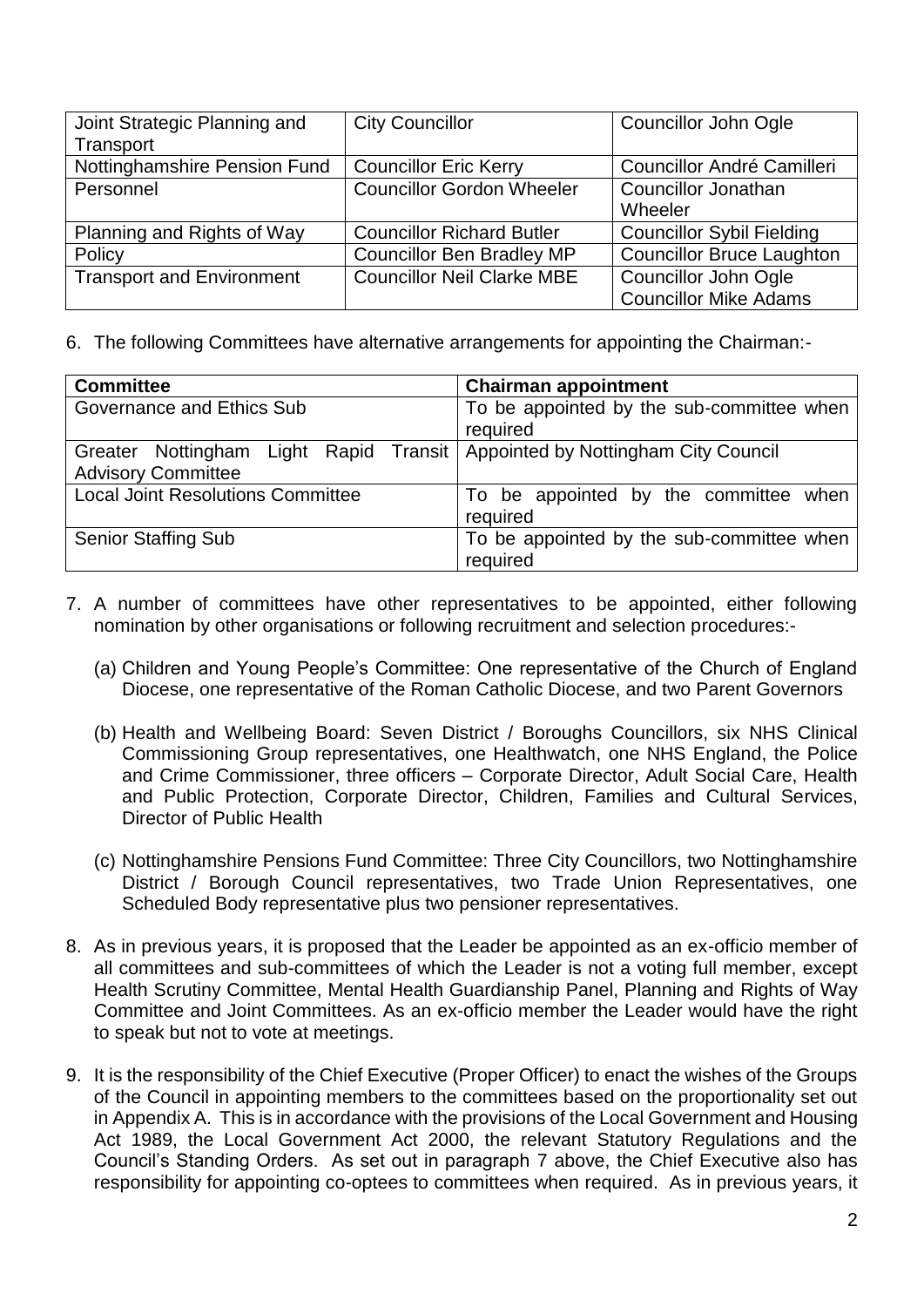| | | |
|---|---|---|
| Joint Strategic Planning and Transport | City Councillor | Councillor John Ogle |
| Nottinghamshire Pension Fund | Councillor Eric Kerry | Councillor André Camilleri |
| Personnel | Councillor Gordon Wheeler | Councillor Jonathan Wheeler |
| Planning and Rights of Way | Councillor Richard Butler | Councillor Sybil Fielding |
| Policy | Councillor Ben Bradley MP | Councillor Bruce Laughton |
| Transport and Environment | Councillor Neil Clarke MBE | Councillor John Ogle<br>Councillor Mike Adams |

6. The following Committees have alternative arrangements for appointing the Chairman:-

| Committee | Chairman appointment |
|---|---|
| Governance and Ethics Sub | To be appointed by the sub-committee when required |
| Greater Nottingham Light Rapid Transit Advisory Committee | Appointed by Nottingham City Council |
| Local Joint Resolutions Committee | To be appointed by the committee when required |
| Senior Staffing Sub | To be appointed by the sub-committee when required |

7. A number of committees have other representatives to be appointed, either following nomination by other organisations or following recruitment and selection procedures:-

   (a) Children and Young People's Committee: One representative of the Church of England Diocese, one representative of the Roman Catholic Diocese, and two Parent Governors

   (b) Health and Wellbeing Board: Seven District / Boroughs Councillors, six NHS Clinical Commissioning Group representatives, one Healthwatch, one NHS England, the Police and Crime Commissioner, three officers – Corporate Director, Adult Social Care, Health and Public Protection, Corporate Director, Children, Families and Cultural Services, Director of Public Health

   (c) Nottinghamshire Pensions Fund Committee: Three City Councillors, two Nottinghamshire District / Borough Council representatives, two Trade Union Representatives, one Scheduled Body representative plus two pensioner representatives.

8. As in previous years, it is proposed that the Leader be appointed as an ex-officio member of all committees and sub-committees of which the Leader is not a voting full member, except Health Scrutiny Committee, Mental Health Guardianship Panel, Planning and Rights of Way Committee and Joint Committees. As an ex-officio member the Leader would have the right to speak but not to vote at meetings.

9. It is the responsibility of the Chief Executive (Proper Officer) to enact the wishes of the Groups of the Council in appointing members to the committees based on the proportionality set out in Appendix A. This is in accordance with the provisions of the Local Government and Housing Act 1989, the Local Government Act 2000, the relevant Statutory Regulations and the Council's Standing Orders. As set out in paragraph 7 above, the Chief Executive also has responsibility for appointing co-optees to committees when required. As in previous years, it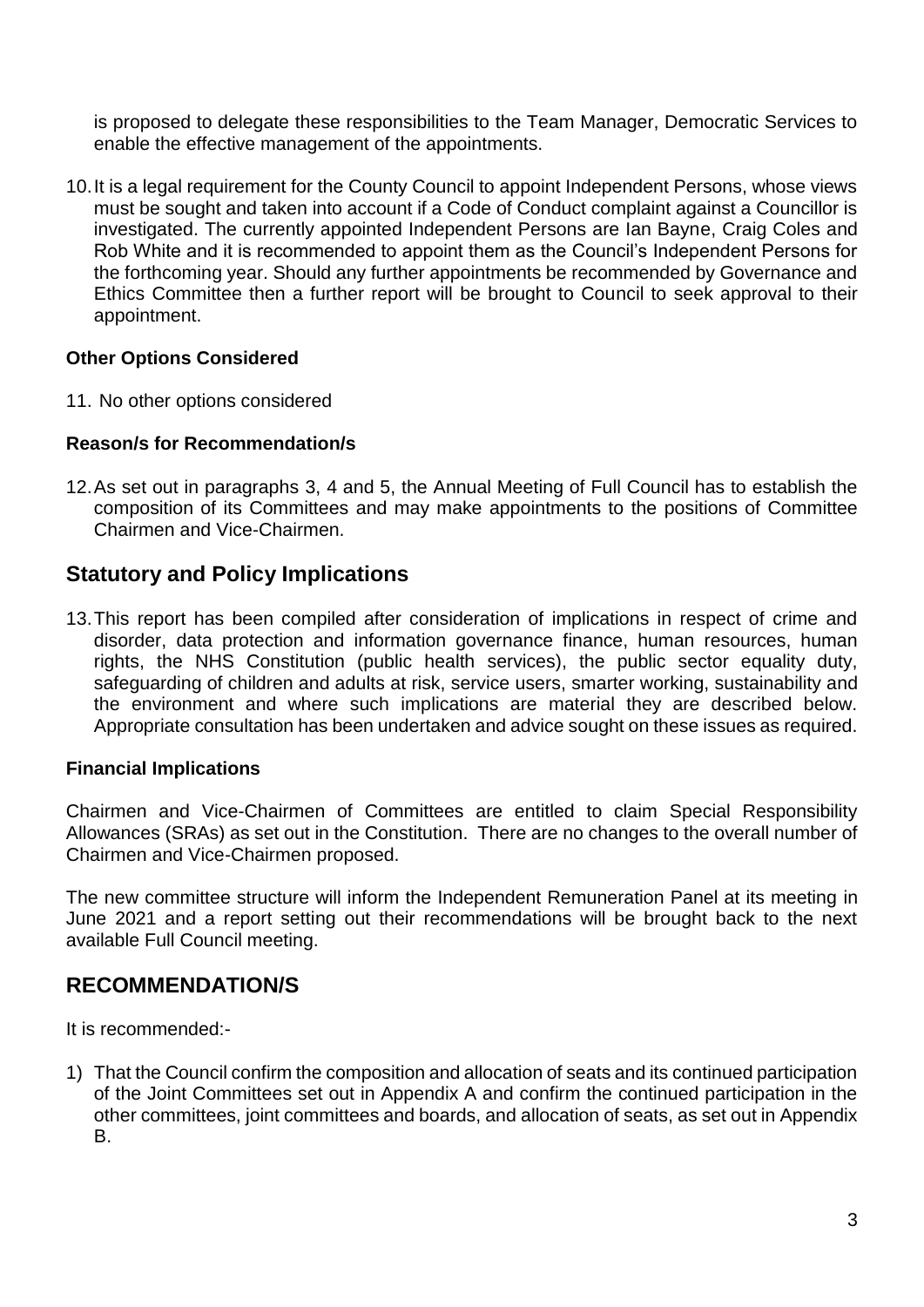is proposed to delegate these responsibilities to the Team Manager, Democratic Services to enable the effective management of the appointments.

10. It is a legal requirement for the County Council to appoint Independent Persons, whose views must be sought and taken into account if a Code of Conduct complaint against a Councillor is investigated. The currently appointed Independent Persons are Ian Bayne, Craig Coles and Rob White and it is recommended to appoint them as the Council's Independent Persons for the forthcoming year. Should any further appointments be recommended by Governance and Ethics Committee then a further report will be brought to Council to seek approval to their appointment.

**Other Options Considered**

11. No other options considered

**Reason/s for Recommendation/s**

12. As set out in paragraphs 3, 4 and 5, the Annual Meeting of Full Council has to establish the composition of its Committees and may make appointments to the positions of Committee Chairmen and Vice-Chairmen.

## Statutory and Policy Implications

13. This report has been compiled after consideration of implications in respect of crime and disorder, data protection and information governance finance, human resources, human rights, the NHS Constitution (public health services), the public sector equality duty, safeguarding of children and adults at risk, service users, smarter working, sustainability and the environment and where such implications are material they are described below. Appropriate consultation has been undertaken and advice sought on these issues as required.

**Financial Implications**

Chairmen and Vice-Chairmen of Committees are entitled to claim Special Responsibility Allowances (SRAs) as set out in the Constitution. There are no changes to the overall number of Chairmen and Vice-Chairmen proposed.

The new committee structure will inform the Independent Remuneration Panel at its meeting in June 2021 and a report setting out their recommendations will be brought back to the next available Full Council meeting.

## RECOMMENDATION/S

It is recommended:-

1) That the Council confirm the composition and allocation of seats and its continued participation of the Joint Committees set out in Appendix A and confirm the continued participation in the other committees, joint committees and boards, and allocation of seats, as set out in Appendix B.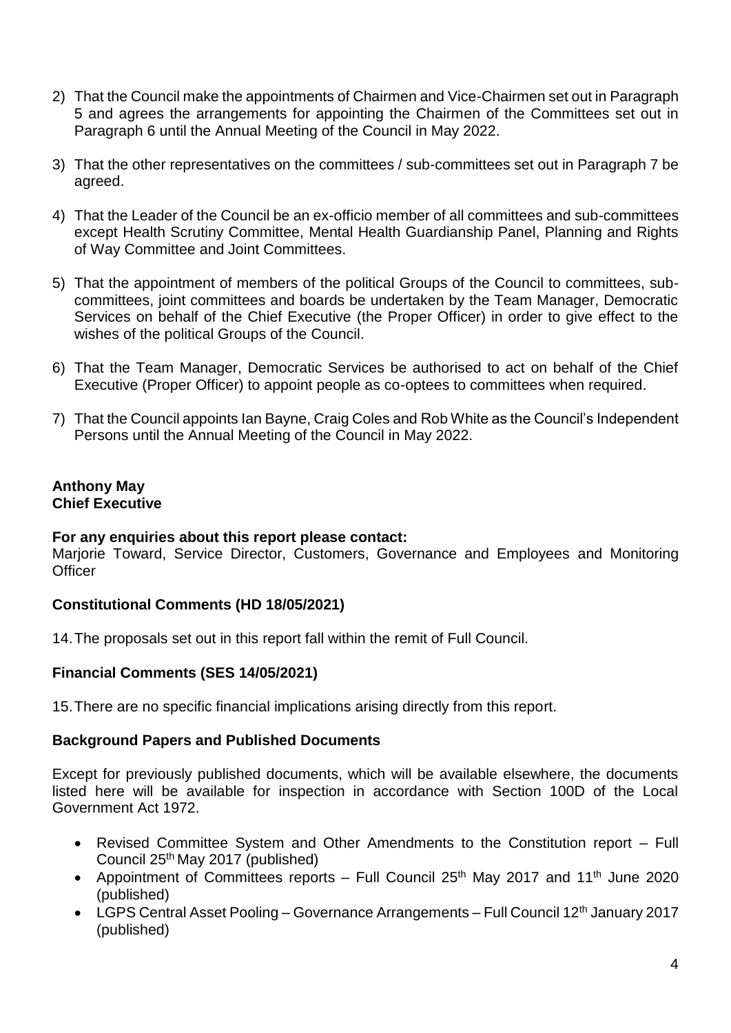2) That the Council make the appointments of Chairmen and Vice-Chairmen set out in Paragraph 5 and agrees the arrangements for appointing the Chairmen of the Committees set out in Paragraph 6 until the Annual Meeting of the Council in May 2022.

3) That the other representatives on the committees / sub-committees set out in Paragraph 7 be agreed.

4) That the Leader of the Council be an ex-officio member of all committees and sub-committees except Health Scrutiny Committee, Mental Health Guardianship Panel, Planning and Rights of Way Committee and Joint Committees.

5) That the appointment of members of the political Groups of the Council to committees, sub-committees, joint committees and boards be undertaken by the Team Manager, Democratic Services on behalf of the Chief Executive (the Proper Officer) in order to give effect to the wishes of the political Groups of the Council.

6) That the Team Manager, Democratic Services be authorised to act on behalf of the Chief Executive (Proper Officer) to appoint people as co-optees to committees when required.

7) That the Council appoints Ian Bayne, Craig Coles and Rob White as the Council's Independent Persons until the Annual Meeting of the Council in May 2022.

**Anthony May**
**Chief Executive**

**For any enquiries about this report please contact:**
Marjorie Toward, Service Director, Customers, Governance and Employees and Monitoring Officer

**Constitutional Comments (HD 18/05/2021)**

14. The proposals set out in this report fall within the remit of Full Council.

**Financial Comments (SES 14/05/2021)**

15. There are no specific financial implications arising directly from this report.

**Background Papers and Published Documents**

Except for previously published documents, which will be available elsewhere, the documents listed here will be available for inspection in accordance with Section 100D of the Local Government Act 1972.

- Revised Committee System and Other Amendments to the Constitution report – Full Council 25th May 2017 (published)
- Appointment of Committees reports – Full Council 25th May 2017 and 11th June 2020 (published)
- LGPS Central Asset Pooling – Governance Arrangements – Full Council 12th January 2017 (published)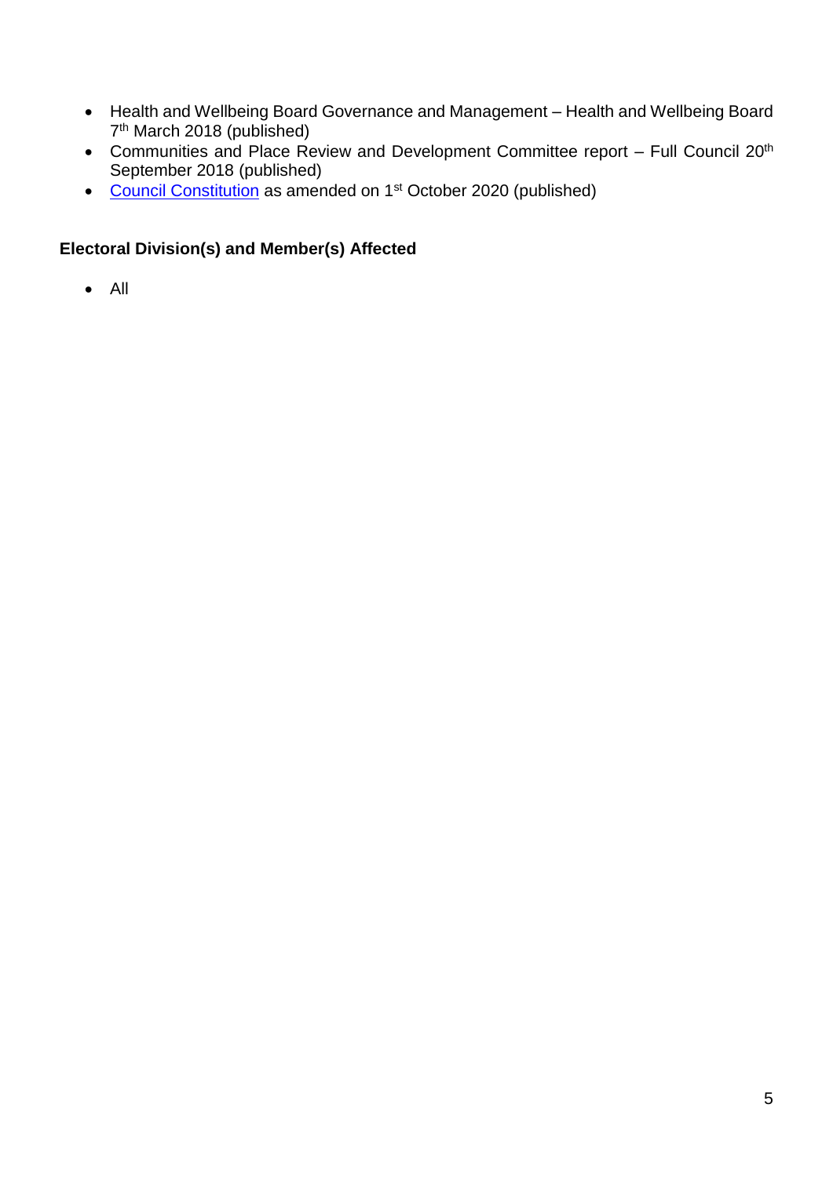- Health and Wellbeing Board Governance and Management – Health and Wellbeing Board 7th March 2018 (published)
- Communities and Place Review and Development Committee report – Full Council 20th September 2018 (published)
- Council Constitution as amended on 1st October 2020 (published)

**Electoral Division(s) and Member(s) Affected**

- All